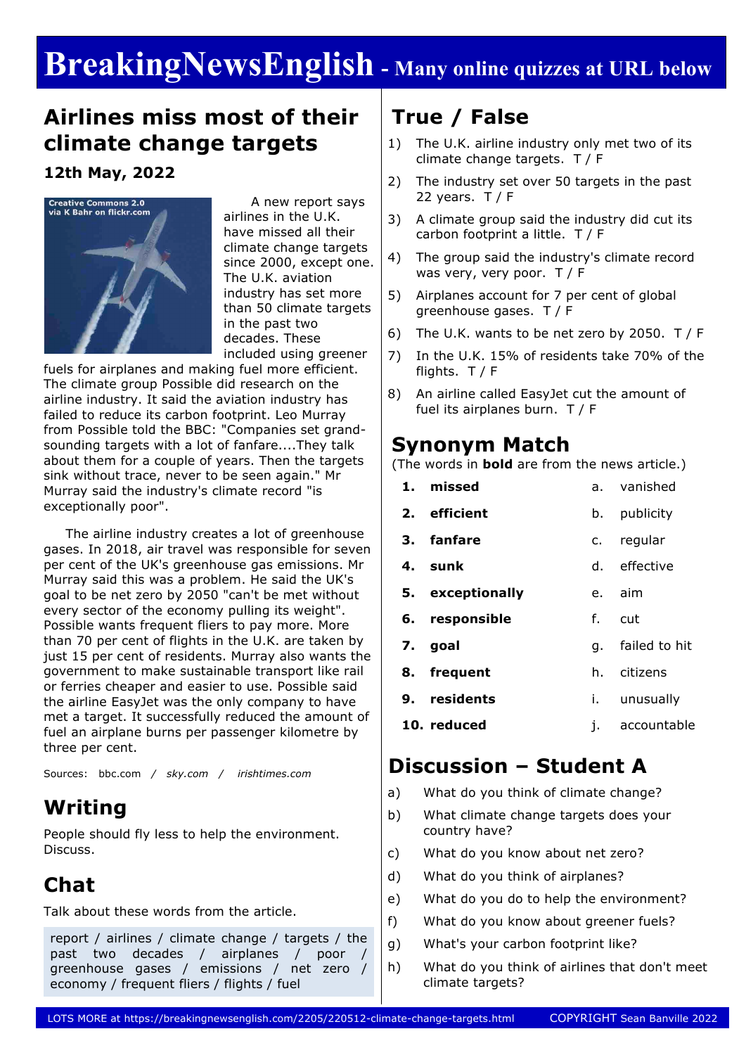# BreakingNewsEnglish - Many online quizzes at URL below

## Airlines miss most of their climate change targets

**12th May, 2022**

A new report says airlines in the U.K. have missed all their climate change targets since 2000, except one. The U.K. aviation industry has set more than 50 climate targets in the past two decades. These included using greener fuels for airplanes and making fuel more efficient. The climate group Possible did research on the airline industry. It said the aviation industry has failed to reduce its carbon footprint. Leo Murray from Possible told the BBC: "Companies set grand-sounding targets with a lot of fanfare....They talk about them for a couple of years. Then the targets sink without trace, never to be seen again." Mr Murray said the industry's climate record "is exceptionally poor".

The airline industry creates a lot of greenhouse gases. In 2018, air travel was responsible for seven per cent of the UK's greenhouse gas emissions. Mr Murray said this was a problem. He said the UK's goal to be net zero by 2050 "can't be met without every sector of the economy pulling its weight". Possible wants frequent fliers to pay more. More than 70 per cent of flights in the U.K. are taken by just 15 per cent of residents. Murray also wants the government to make sustainable transport like rail or ferries cheaper and easier to use. Possible said the airline EasyJet was the only company to have met a target. It successfully reduced the amount of fuel an airplane burns per passenger kilometre by three per cent.

Sources: bbc.com / *sky.com* / *irishtimes.com*

## Writing

People should fly less to help the environment. Discuss.

## Chat

Talk about these words from the article.

report / airlines / climate change / targets / the past two decades / airplanes / poor / greenhouse gases / emissions / net zero / economy / frequent fliers / flights / fuel

## True / False

1) The U.K. airline industry only met two of its climate change targets. T / F
2) The industry set over 50 targets in the past 22 years. T / F
3) A climate group said the industry did cut its carbon footprint a little. T / F
4) The group said the industry's climate record was very, very poor. T / F
5) Airplanes account for 7 per cent of global greenhouse gases. T / F
6) The U.K. wants to be net zero by 2050. T / F
7) In the U.K. 15% of residents take 70% of the flights. T / F
8) An airline called EasyJet cut the amount of fuel its airplanes burn. T / F

## Synonym Match

(The words in **bold** are from the news article.)

| | | | |
|---|---|---|---|
| 1. | **missed** | a. | vanished |
| 2. | **efficient** | b. | publicity |
| 3. | **fanfare** | c. | regular |
| 4. | **sunk** | d. | effective |
| 5. | **exceptionally** | e. | aim |
| 6. | **responsible** | f. | cut |
| 7. | **goal** | g. | failed to hit |
| 8. | **frequent** | h. | citizens |
| 9. | **residents** | i. | unusually |
| 10. | **reduced** | j. | accountable |

## Discussion – Student A

a) What do you think of climate change?
b) What climate change targets does your country have?
c) What do you know about net zero?
d) What do you think of airplanes?
e) What do you do to help the environment?
f) What do you know about greener fuels?
g) What's your carbon footprint like?
h) What do you think of airlines that don't meet climate targets?

LOTS MORE at https://breakingnewsenglish.com/2205/220512-climate-change-targets.html COPYRIGHT Sean Banville 2022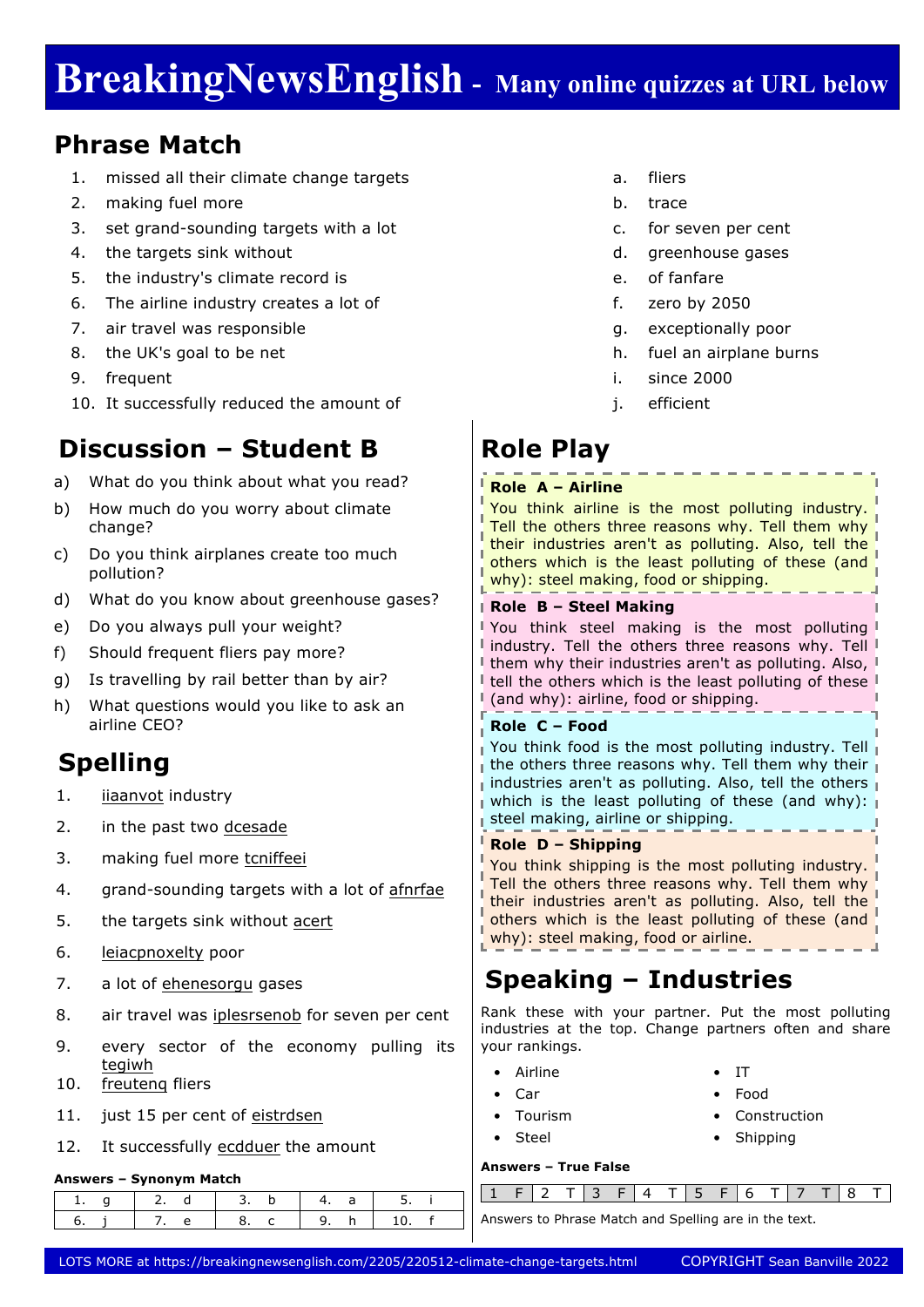# BreakingNewsEnglish - Many online quizzes at URL below

## Phrase Match

1. missed all their climate change targets
2. making fuel more
3. set grand-sounding targets with a lot
4. the targets sink without
5. the industry's climate record is
6. The airline industry creates a lot of
7. air travel was responsible
8. the UK's goal to be net
9. frequent
10. It successfully reduced the amount of

a. fliers
b. trace
c. for seven per cent
d. greenhouse gases
e. of fanfare
f. zero by 2050
g. exceptionally poor
h. fuel an airplane burns
i. since 2000
j. efficient

## Discussion – Student B

a) What do you think about what you read?
b) How much do you worry about climate change?
c) Do you think airplanes create too much pollution?
d) What do you know about greenhouse gases?
e) Do you always pull your weight?
f) Should frequent fliers pay more?
g) Is travelling by rail better than by air?
h) What questions would you like to ask an airline CEO?

## Spelling

1. iiaanvot industry
2. in the past two dcesade
3. making fuel more tcniffeei
4. grand-sounding targets with a lot of afnrfae
5. the targets sink without acert
6. leiacpnoxelty poor
7. a lot of ehenesorgu gases
8. air travel was iplesrsenob for seven per cent
9. every sector of the economy pulling its tegiwh
10. freuteng fliers
11. just 15 per cent of eistrdsen
12. It successfully ecdduer the amount

**Answers – Synonym Match**

| | | | | |
|---|---|---|---|---|
| 1. g | 2. d | 3. b | 4. a | 5. i |
| 6. j | 7. e | 8. c | 9. h | 10. f |

## Role Play

**Role A – Airline**
You think airline is the most polluting industry. Tell the others three reasons why. Tell them why their industries aren't as polluting. Also, tell the others which is the least polluting of these (and why): steel making, food or shipping.

**Role B – Steel Making**
You think steel making is the most polluting industry. Tell the others three reasons why. Tell them why their industries aren't as polluting. Also, tell the others which is the least polluting of these (and why): airline, food or shipping.

**Role C – Food**
You think food is the most polluting industry. Tell the others three reasons why. Tell them why their industries aren't as polluting. Also, tell the others which is the least polluting of these (and why): steel making, airline or shipping.

**Role D – Shipping**
You think shipping is the most polluting industry. Tell the others three reasons why. Tell them why their industries aren't as polluting. Also, tell the others which is the least polluting of these (and why): steel making, food or airline.

## Speaking – Industries

Rank these with your partner. Put the most polluting industries at the top. Change partners often and share your rankings.

- Airline
- Car
- Tourism
- Steel
- IT
- Food
- Construction
- Shipping

**Answers – True False**

| | | | | | | | | | | | | | | | |
|---|---|---|---|---|---|---|---|---|---|---|---|---|---|---|---|
| 1 | F | 2 | T | 3 | F | 4 | T | 5 | F | 6 | T | 7 | T | 8 | T |

Answers to Phrase Match and Spelling are in the text.

LOTS MORE at https://breakingnewsenglish.com/2205/220512-climate-change-targets.html COPYRIGHT Sean Banville 2022